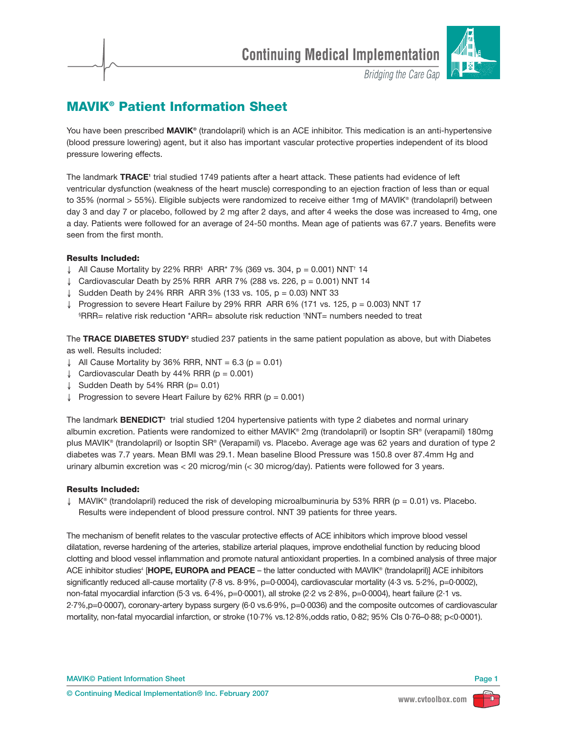# MAVIK® Patient Information Sheet

You have been prescribed **MAVIK®** (trandolapril) which is an ACE inhibitor. This medication is an anti-hypertensive (blood pressure lowering) agent, but it also has important vascular protective properties independent of its blood pressure lowering effects.

The landmark **TRACE**[1] trial studied 1749 patients after a heart attack. These patients had evidence of left ventricular dysfunction (weakness of the heart muscle) corresponding to an ejection fraction of less than or equal to 35% (normal > 55%). Eligible subjects were randomized to receive either 1mg of MAVIK® (trandolapril) between day 3 and day 7 or placebo, followed by 2 mg after 2 days, and after 4 weeks the dose was increased to 4mg, one a day. Patients were followed for an average of 24-50 months. Mean age of patients was 67.7 years. Benefits were seen from the first month.

**Results Included:**

- ↓ All Cause Mortality by 22% RRR[§] ARR* 7% (369 vs. 304, p = 0.001) NNT[†] 14
- ↓ Cardiovascular Death by 25% RRR ARR 7% (288 vs. 226, p = 0.001) NNT 14
- ↓ Sudden Death by 24% RRR ARR 3% (133 vs. 105, p = 0.03) NNT 33
- ↓ Progression to severe Heart Failure by 29% RRR ARR 6% (171 vs. 125, p = 0.003) NNT 17

§RRR= relative risk reduction *ARR= absolute risk reduction †NNT= numbers needed to treat

The **TRACE DIABETES STUDY**[2] studied 237 patients in the same patient population as above, but with Diabetes as well. Results included:

- ↓ All Cause Mortality by 36% RRR, NNT = 6.3 (p = 0.01)
- ↓ Cardiovascular Death by 44% RRR (p = 0.001)
- ↓ Sudden Death by 54% RRR (p= 0.01)
- ↓ Progression to severe Heart Failure by 62% RRR (p = 0.001)

The landmark **BENEDICT**[3] trial studied 1204 hypertensive patients with type 2 diabetes and normal urinary albumin excretion. Patients were randomized to either MAVIK® 2mg (trandolapril) or Isoptin SR® (verapamil) 180mg plus MAVIK® (trandolapril) or Isoptin SR® (Verapamil) vs. Placebo. Average age was 62 years and duration of type 2 diabetes was 7.7 years. Mean BMI was 29.1. Mean baseline Blood Pressure was 150.8 over 87.4mm Hg and urinary albumin excretion was < 20 microg/min (< 30 microg/day). Patients were followed for 3 years.

**Results Included:**

- ↓ MAVIK® (trandolapril) reduced the risk of developing microalbuminuria by 53% RRR (p = 0.01) vs. Placebo. Results were independent of blood pressure control. NNT 39 patients for three years.

The mechanism of benefit relates to the vascular protective effects of ACE inhibitors which improve blood vessel dilatation, reverse hardening of the arteries, stabilize arterial plaques, improve endothelial function by reducing blood clotting and blood vessel inflammation and promote natural antioxidant properties. In a combined analysis of three major ACE inhibitor studies[4] [**HOPE, EUROPA and PEACE** – the latter conducted with MAVIK® (trandolapril)] ACE inhibitors significantly reduced all-cause mortality (7·8 vs. 8·9%, p=0·0004), cardiovascular mortality (4·3 vs. 5·2%, p=0·0002), non-fatal myocardial infarction (5·3 vs. 6·4%, p=0·0001), all stroke (2·2 vs 2·8%, p=0·0004), heart failure (2·1 vs. 2·7%,p=0·0007), coronary-artery bypass surgery (6·0 vs.6·9%, p=0·0036) and the composite outcomes of cardiovascular mortality, non-fatal myocardial infarction, or stroke (10·7% vs.12·8%,odds ratio, 0·82; 95% CIs 0·76–0·88; p<0·0001).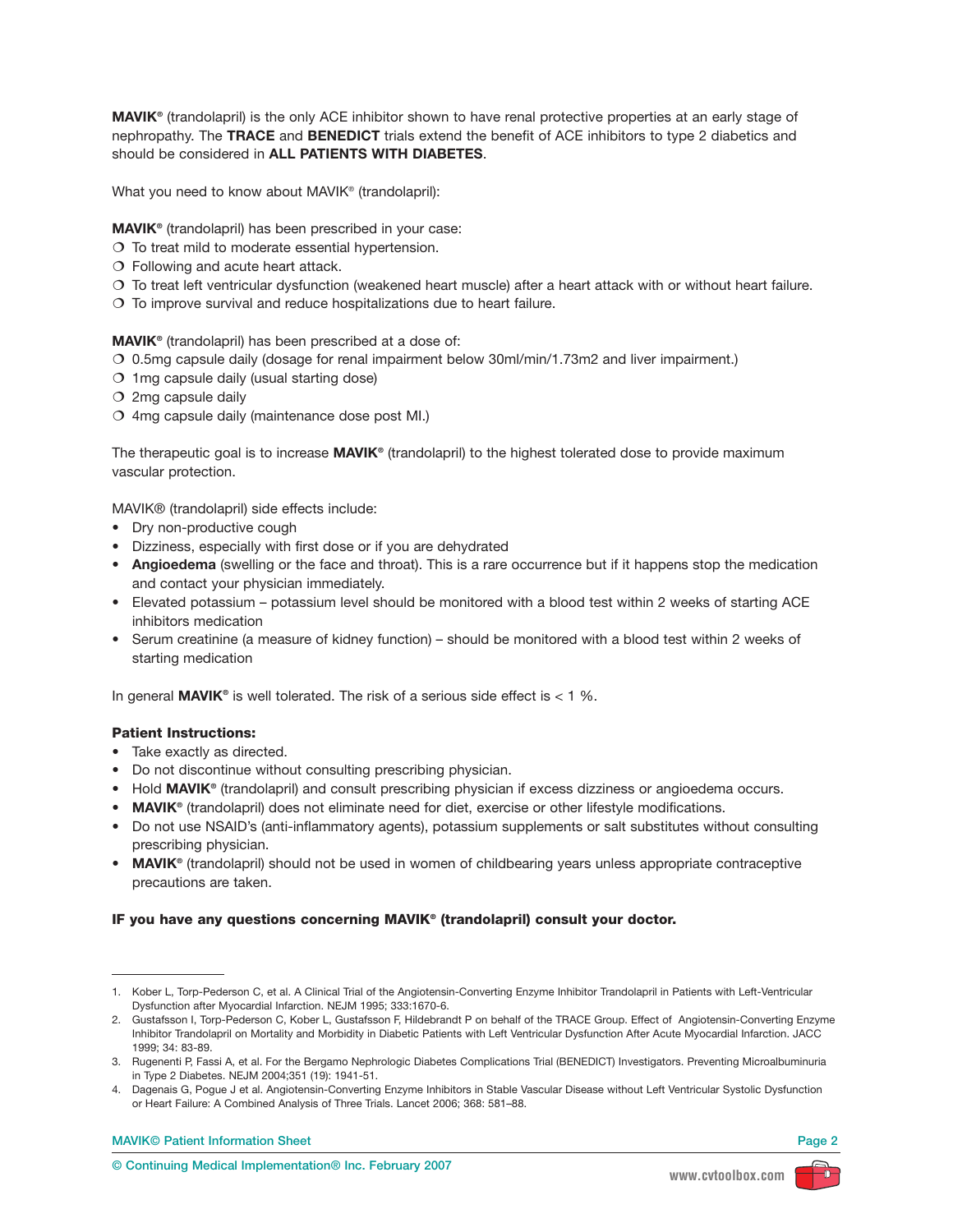**MAVIK®** (trandolapril) is the only ACE inhibitor shown to have renal protective properties at an early stage of nephropathy. The **TRACE** and **BENEDICT** trials extend the benefit of ACE inhibitors to type 2 diabetics and should be considered in **ALL PATIENTS WITH DIABETES**.

What you need to know about MAVIK® (trandolapril):

**MAVIK®** (trandolapril) has been prescribed in your case:

- ❍ To treat mild to moderate essential hypertension.
- ❍ Following and acute heart attack.
- ❍ To treat left ventricular dysfunction (weakened heart muscle) after a heart attack with or without heart failure.
- ❍ To improve survival and reduce hospitalizations due to heart failure.

**MAVIK®** (trandolapril) has been prescribed at a dose of:

- ❍ 0.5mg capsule daily (dosage for renal impairment below 30ml/min/1.73m2 and liver impairment.)
- ❍ 1mg capsule daily (usual starting dose)
- ❍ 2mg capsule daily
- ❍ 4mg capsule daily (maintenance dose post MI.)

The therapeutic goal is to increase **MAVIK®** (trandolapril) to the highest tolerated dose to provide maximum vascular protection.

MAVIK® (trandolapril) side effects include:

- Dry non-productive cough
- Dizziness, especially with first dose or if you are dehydrated
- **Angioedema** (swelling or the face and throat). This is a rare occurrence but if it happens stop the medication and contact your physician immediately.
- Elevated potassium – potassium level should be monitored with a blood test within 2 weeks of starting ACE inhibitors medication
- Serum creatinine (a measure of kidney function) – should be monitored with a blood test within 2 weeks of starting medication

In general **MAVIK®** is well tolerated. The risk of a serious side effect is < 1 %.

**Patient Instructions:**

- Take exactly as directed.
- Do not discontinue without consulting prescribing physician.
- Hold **MAVIK®** (trandolapril) and consult prescribing physician if excess dizziness or angioedema occurs.
- **MAVIK®** (trandolapril) does not eliminate need for diet, exercise or other lifestyle modifications.
- Do not use NSAID's (anti-inflammatory agents), potassium supplements or salt substitutes without consulting prescribing physician.
- **MAVIK®** (trandolapril) should not be used in women of childbearing years unless appropriate contraceptive precautions are taken.

**IF you have any questions concerning MAVIK® (trandolapril) consult your doctor.**

---

1. Kober L, Torp-Pederson C, et al. A Clinical Trial of the Angiotensin-Converting Enzyme Inhibitor Trandolapril in Patients with Left-Ventricular Dysfunction after Myocardial Infarction. NEJM 1995; 333:1670-6.
2. Gustafsson I, Torp-Pederson C, Kober L, Gustafsson F, Hildebrandt P on behalf of the TRACE Group. Effect of Angiotensin-Converting Enzyme Inhibitor Trandolapril on Mortality and Morbidity in Diabetic Patients with Left Ventricular Dysfunction After Acute Myocardial Infarction. JACC 1999; 34: 83-89.
3. Rugenenti P, Fassi A, et al. For the Bergamo Nephrologic Diabetes Complications Trial (BENEDICT) Investigators. Preventing Microalbuminuria in Type 2 Diabetes. NEJM 2004;351 (19): 1941-51.
4. Dagenais G, Pogue J et al. Angiotensin-Converting Enzyme Inhibitors in Stable Vascular Disease without Left Ventricular Systolic Dysfunction or Heart Failure: A Combined Analysis of Three Trials. Lancet 2006; 368: 581–88.